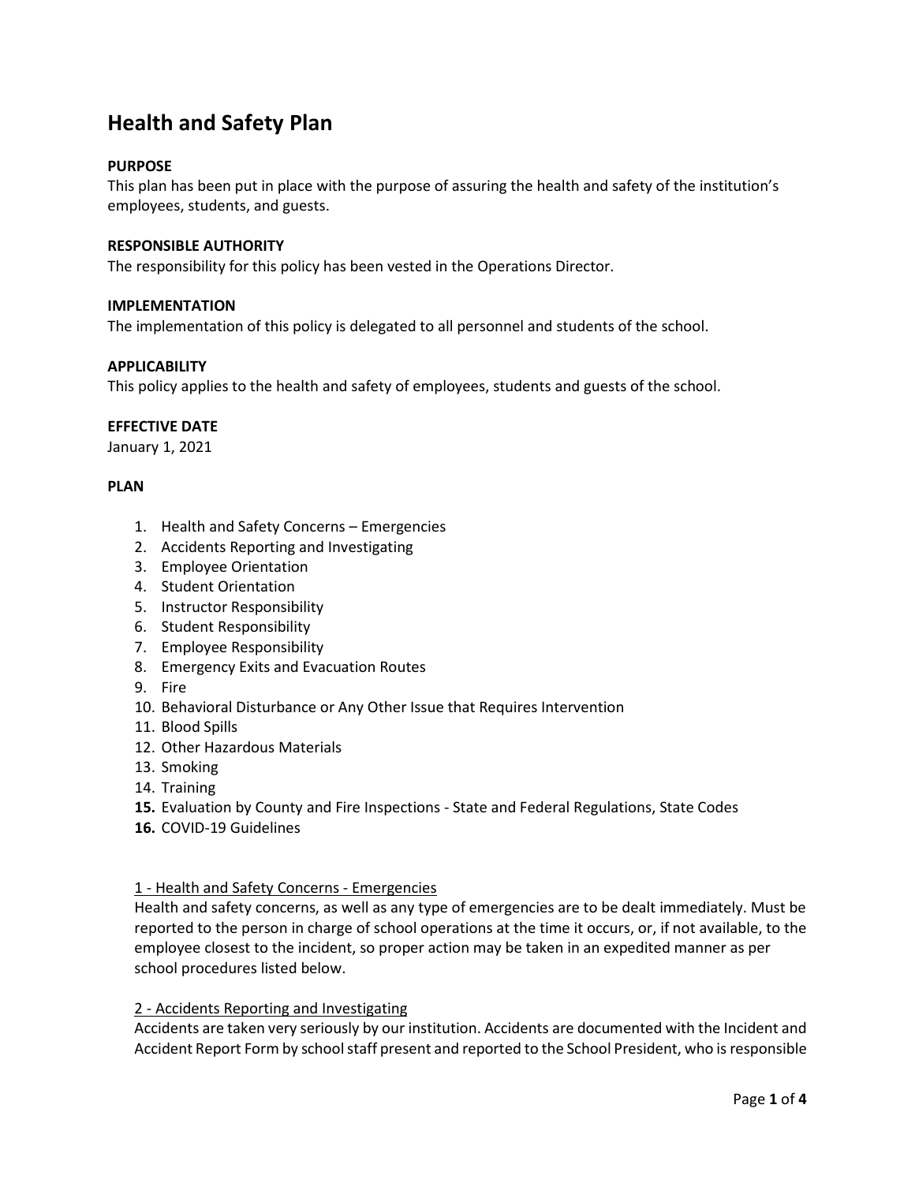# Health and Safety Plan

**PURPOSE**

This plan has been put in place with the purpose of assuring the health and safety of the institution's employees, students, and guests.

**RESPONSIBLE AUTHORITY**

The responsibility for this policy has been vested in the Operations Director.

**IMPLEMENTATION**

The implementation of this policy is delegated to all personnel and students of the school.

**APPLICABILITY**

This policy applies to the health and safety of employees, students and guests of the school.

**EFFECTIVE DATE**

January 1, 2021

**PLAN**

1. Health and Safety Concerns – Emergencies
2. Accidents Reporting and Investigating
3. Employee Orientation
4. Student Orientation
5. Instructor Responsibility
6. Student Responsibility
7. Employee Responsibility
8. Emergency Exits and Evacuation Routes
9. Fire
10. Behavioral Disturbance or Any Other Issue that Requires Intervention
11. Blood Spills
12. Other Hazardous Materials
13. Smoking
14. Training
15. Evaluation by County and Fire Inspections - State and Federal Regulations, State Codes
16. COVID-19 Guidelines

<u>1 - Health and Safety Concerns - Emergencies</u>

Health and safety concerns, as well as any type of emergencies are to be dealt immediately. Must be reported to the person in charge of school operations at the time it occurs, or, if not available, to the employee closest to the incident, so proper action may be taken in an expedited manner as per school procedures listed below.

<u>2 - Accidents Reporting and Investigating</u>

Accidents are taken very seriously by our institution. Accidents are documented with the Incident and Accident Report Form by school staff present and reported to the School President, who is responsible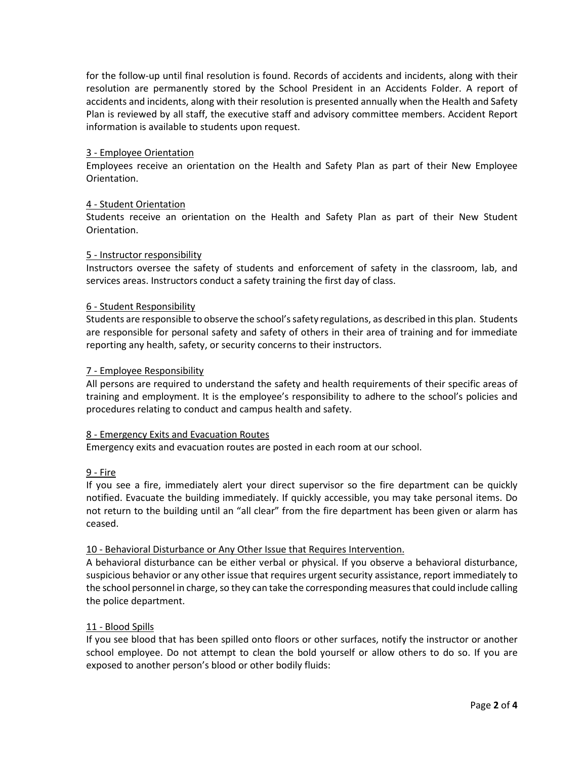for the follow-up until final resolution is found. Records of accidents and incidents, along with their resolution are permanently stored by the School President in an Accidents Folder. A report of accidents and incidents, along with their resolution is presented annually when the Health and Safety Plan is reviewed by all staff, the executive staff and advisory committee members. Accident Report information is available to students upon request.

<u>3 - Employee Orientation</u>

Employees receive an orientation on the Health and Safety Plan as part of their New Employee Orientation.

<u>4 - Student Orientation</u>

Students receive an orientation on the Health and Safety Plan as part of their New Student Orientation.

<u>5 - Instructor responsibility</u>

Instructors oversee the safety of students and enforcement of safety in the classroom, lab, and services areas. Instructors conduct a safety training the first day of class.

<u>6 - Student Responsibility</u>

Students are responsible to observe the school's safety regulations, as described in this plan. Students are responsible for personal safety and safety of others in their area of training and for immediate reporting any health, safety, or security concerns to their instructors.

<u>7 - Employee Responsibility</u>

All persons are required to understand the safety and health requirements of their specific areas of training and employment. It is the employee's responsibility to adhere to the school's policies and procedures relating to conduct and campus health and safety.

<u>8 - Emergency Exits and Evacuation Routes</u>

Emergency exits and evacuation routes are posted in each room at our school.

<u>9 - Fire</u>

If you see a fire, immediately alert your direct supervisor so the fire department can be quickly notified. Evacuate the building immediately. If quickly accessible, you may take personal items. Do not return to the building until an "all clear" from the fire department has been given or alarm has ceased.

<u>10 - Behavioral Disturbance or Any Other Issue that Requires Intervention.</u>

A behavioral disturbance can be either verbal or physical. If you observe a behavioral disturbance, suspicious behavior or any other issue that requires urgent security assistance, report immediately to the school personnel in charge, so they can take the corresponding measures that could include calling the police department.

<u>11 - Blood Spills</u>

If you see blood that has been spilled onto floors or other surfaces, notify the instructor or another school employee. Do not attempt to clean the bold yourself or allow others to do so. If you are exposed to another person's blood or other bodily fluids: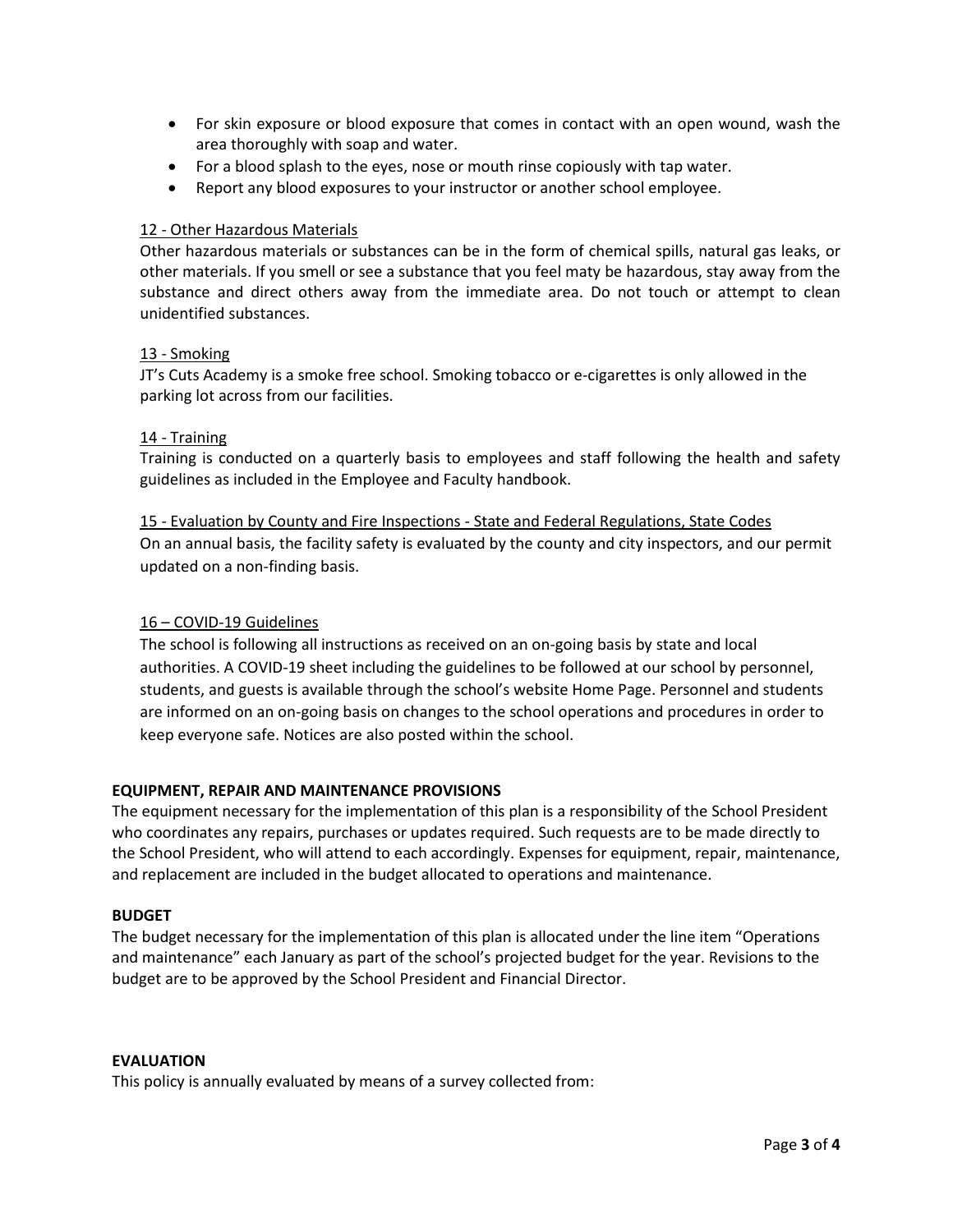- For skin exposure or blood exposure that comes in contact with an open wound, wash the area thoroughly with soap and water.
- For a blood splash to the eyes, nose or mouth rinse copiously with tap water.
- Report any blood exposures to your instructor or another school employee.

<u>12 - Other Hazardous Materials</u>

Other hazardous materials or substances can be in the form of chemical spills, natural gas leaks, or other materials. If you smell or see a substance that you feel maty be hazardous, stay away from the substance and direct others away from the immediate area. Do not touch or attempt to clean unidentified substances.

<u>13 - Smoking</u>

JT's Cuts Academy is a smoke free school. Smoking tobacco or e-cigarettes is only allowed in the parking lot across from our facilities.

<u>14 - Training</u>

Training is conducted on a quarterly basis to employees and staff following the health and safety guidelines as included in the Employee and Faculty handbook.

<u>15 - Evaluation by County and Fire Inspections - State and Federal Regulations, State Codes</u>

On an annual basis, the facility safety is evaluated by the county and city inspectors, and our permit updated on a non-finding basis.

<u>16 – COVID-19 Guidelines</u>

The school is following all instructions as received on an on-going basis by state and local authorities. A COVID-19 sheet including the guidelines to be followed at our school by personnel, students, and guests is available through the school's website Home Page. Personnel and students are informed on an on-going basis on changes to the school operations and procedures in order to keep everyone safe. Notices are also posted within the school.

**EQUIPMENT, REPAIR AND MAINTENANCE PROVISIONS**

The equipment necessary for the implementation of this plan is a responsibility of the School President who coordinates any repairs, purchases or updates required. Such requests are to be made directly to the School President, who will attend to each accordingly. Expenses for equipment, repair, maintenance, and replacement are included in the budget allocated to operations and maintenance.

**BUDGET**

The budget necessary for the implementation of this plan is allocated under the line item "Operations and maintenance" each January as part of the school's projected budget for the year. Revisions to the budget are to be approved by the School President and Financial Director.

**EVALUATION**

This policy is annually evaluated by means of a survey collected from: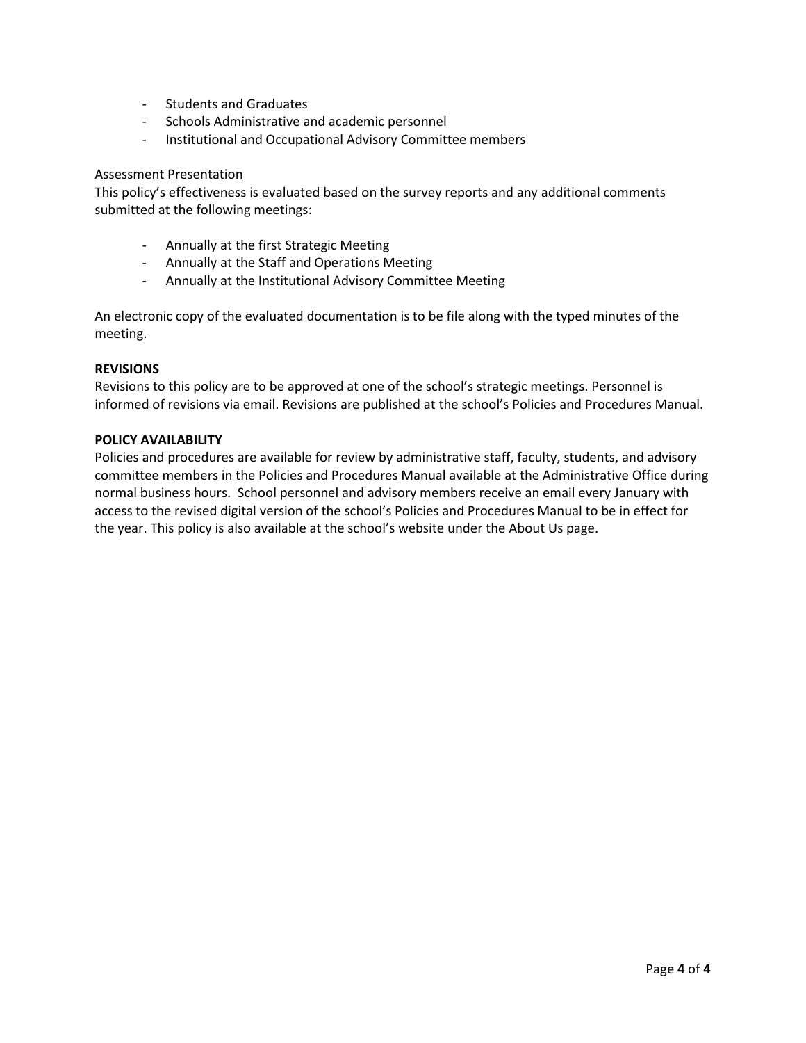- Students and Graduates
- Schools Administrative and academic personnel
- Institutional and Occupational Advisory Committee members

Assessment Presentation

This policy's effectiveness is evaluated based on the survey reports and any additional comments submitted at the following meetings:

- Annually at the first Strategic Meeting
- Annually at the Staff and Operations Meeting
- Annually at the Institutional Advisory Committee Meeting

An electronic copy of the evaluated documentation is to be file along with the typed minutes of the meeting.

**REVISIONS**

Revisions to this policy are to be approved at one of the school's strategic meetings. Personnel is informed of revisions via email. Revisions are published at the school's Policies and Procedures Manual.

**POLICY AVAILABILITY**

Policies and procedures are available for review by administrative staff, faculty, students, and advisory committee members in the Policies and Procedures Manual available at the Administrative Office during normal business hours. School personnel and advisory members receive an email every January with access to the revised digital version of the school's Policies and Procedures Manual to be in effect for the year. This policy is also available at the school's website under the About Us page.